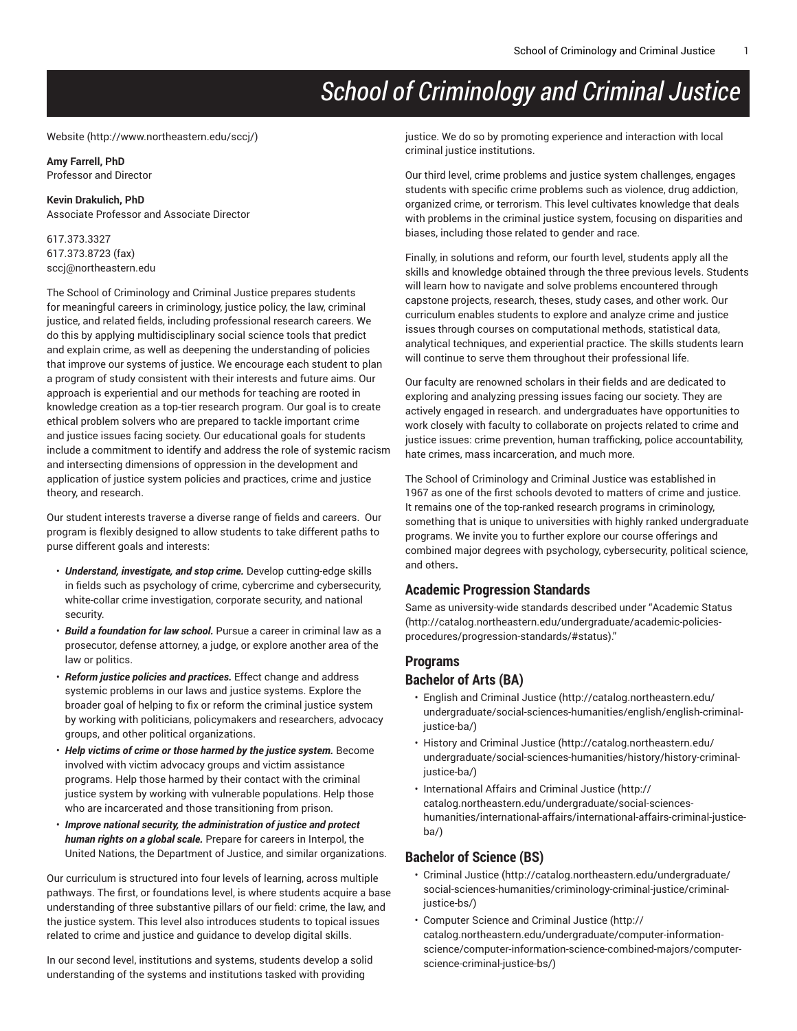#  School of Criminology and Criminal Justice

Website (http://www.northeastern.edu/sccj/)

**Amy Farrell, PhD**
Professor and Director

**Kevin Drakulich, PhD**
Associate Professor and Associate Director

617.373.3327
617.373.8723 (fax)
sccj@northeastern.edu

The School of Criminology and Criminal Justice prepares students for meaningful careers in criminology, justice policy, the law, criminal justice, and related fields, including professional research careers. We do this by applying multidisciplinary social science tools that predict and explain crime, as well as deepening the understanding of policies that improve our systems of justice. We encourage each student to plan a program of study consistent with their interests and future aims. Our approach is experiential and our methods for teaching are rooted in knowledge creation as a top-tier research program. Our goal is to create ethical problem solvers who are prepared to tackle important crime and justice issues facing society. Our educational goals for students include a commitment to identify and address the role of systemic racism and intersecting dimensions of oppression in the development and application of justice system policies and practices, crime and justice theory, and research.

Our student interests traverse a diverse range of fields and careers. Our program is flexibly designed to allow students to take different paths to purse different goals and interests:

- ***Understand, investigate, and stop crime.*** Develop cutting-edge skills in fields such as psychology of crime, cybercrime and cybersecurity, white-collar crime investigation, corporate security, and national security.
- ***Build a foundation for law school.*** Pursue a career in criminal law as a prosecutor, defense attorney, a judge, or explore another area of the law or politics.
- ***Reform justice policies and practices.*** Effect change and address systemic problems in our laws and justice systems. Explore the broader goal of helping to fix or reform the criminal justice system by working with politicians, policymakers and researchers, advocacy groups, and other political organizations.
- ***Help victims of crime or those harmed by the justice system.*** Become involved with victim advocacy groups and victim assistance programs. Help those harmed by their contact with the criminal justice system by working with vulnerable populations. Help those who are incarcerated and those transitioning from prison.
- ***Improve national security, the administration of justice and protect human rights on a global scale.*** Prepare for careers in Interpol, the United Nations, the Department of Justice, and similar organizations.

Our curriculum is structured into four levels of learning, across multiple pathways. The first, or foundations level, is where students acquire a base understanding of three substantive pillars of our field: crime, the law, and the justice system. This level also introduces students to topical issues related to crime and justice and guidance to develop digital skills.

In our second level, institutions and systems, students develop a solid understanding of the systems and institutions tasked with providing justice. We do so by promoting experience and interaction with local criminal justice institutions.

Our third level, crime problems and justice system challenges, engages students with specific crime problems such as violence, drug addiction, organized crime, or terrorism. This level cultivates knowledge that deals with problems in the criminal justice system, focusing on disparities and biases, including those related to gender and race.

Finally, in solutions and reform, our fourth level, students apply all the skills and knowledge obtained through the three previous levels. Students will learn how to navigate and solve problems encountered through capstone projects, research, theses, study cases, and other work. Our curriculum enables students to explore and analyze crime and justice issues through courses on computational methods, statistical data, analytical techniques, and experiential practice. The skills students learn will continue to serve them throughout their professional life.

Our faculty are renowned scholars in their fields and are dedicated to exploring and analyzing pressing issues facing our society. They are actively engaged in research. and undergraduates have opportunities to work closely with faculty to collaborate on projects related to crime and justice issues: crime prevention, human trafficking, police accountability, hate crimes, mass incarceration, and much more.

The School of Criminology and Criminal Justice was established in 1967 as one of the first schools devoted to matters of crime and justice. It remains one of the top-ranked research programs in criminology, something that is unique to universities with highly ranked undergraduate programs. We invite you to further explore our course offerings and combined major degrees with psychology, cybersecurity, political science, and others.

## Academic Progression Standards

Same as university-wide standards described under "Academic Status (http://catalog.northeastern.edu/undergraduate/academic-policies-procedures/progression-standards/#status)."

## Programs

### Bachelor of Arts (BA)

- English and Criminal Justice (http://catalog.northeastern.edu/undergraduate/social-sciences-humanities/english/english-criminal-justice-ba/)
- History and Criminal Justice (http://catalog.northeastern.edu/undergraduate/social-sciences-humanities/history/history-criminal-justice-ba/)
- International Affairs and Criminal Justice (http://catalog.northeastern.edu/undergraduate/social-sciences-humanities/international-affairs/international-affairs-criminal-justice-ba/)

### Bachelor of Science (BS)

- Criminal Justice (http://catalog.northeastern.edu/undergraduate/social-sciences-humanities/criminology-criminal-justice/criminal-justice-bs/)
- Computer Science and Criminal Justice (http://catalog.northeastern.edu/undergraduate/computer-information-science/computer-information-science-combined-majors/computer-science-criminal-justice-bs/)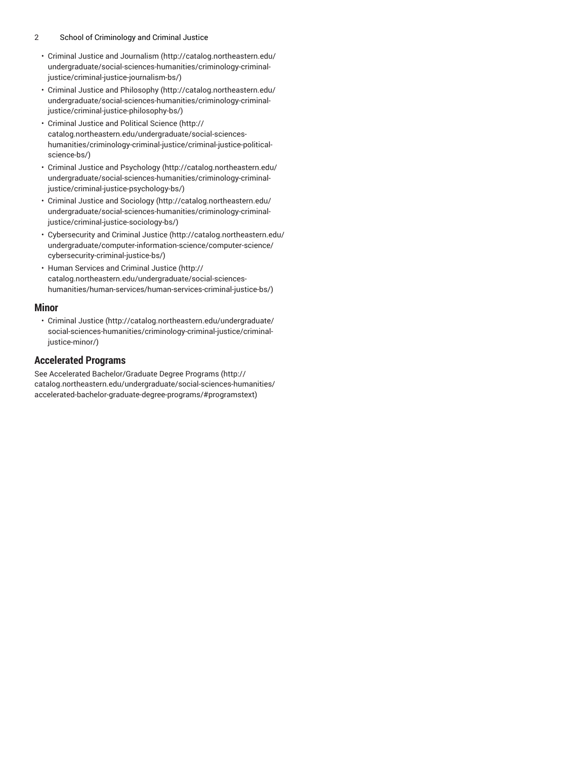- Criminal Justice and Journalism (http://catalog.northeastern.edu/undergraduate/social-sciences-humanities/criminology-criminal-justice/criminal-justice-journalism-bs/)
- Criminal Justice and Philosophy (http://catalog.northeastern.edu/undergraduate/social-sciences-humanities/criminology-criminal-justice/criminal-justice-philosophy-bs/)
- Criminal Justice and Political Science (http://catalog.northeastern.edu/undergraduate/social-sciences-humanities/criminology-criminal-justice/criminal-justice-political-science-bs/)
- Criminal Justice and Psychology (http://catalog.northeastern.edu/undergraduate/social-sciences-humanities/criminology-criminal-justice/criminal-justice-psychology-bs/)
- Criminal Justice and Sociology (http://catalog.northeastern.edu/undergraduate/social-sciences-humanities/criminology-criminal-justice/criminal-justice-sociology-bs/)
- Cybersecurity and Criminal Justice (http://catalog.northeastern.edu/undergraduate/computer-information-science/computer-science/cybersecurity-criminal-justice-bs/)
- Human Services and Criminal Justice (http://catalog.northeastern.edu/undergraduate/social-sciences-humanities/human-services/human-services-criminal-justice-bs/)

## Minor

- Criminal Justice (http://catalog.northeastern.edu/undergraduate/social-sciences-humanities/criminology-criminal-justice/criminal-justice-minor/)

## Accelerated Programs

See Accelerated Bachelor/Graduate Degree Programs (http://catalog.northeastern.edu/undergraduate/social-sciences-humanities/accelerated-bachelor-graduate-degree-programs/#programstext)